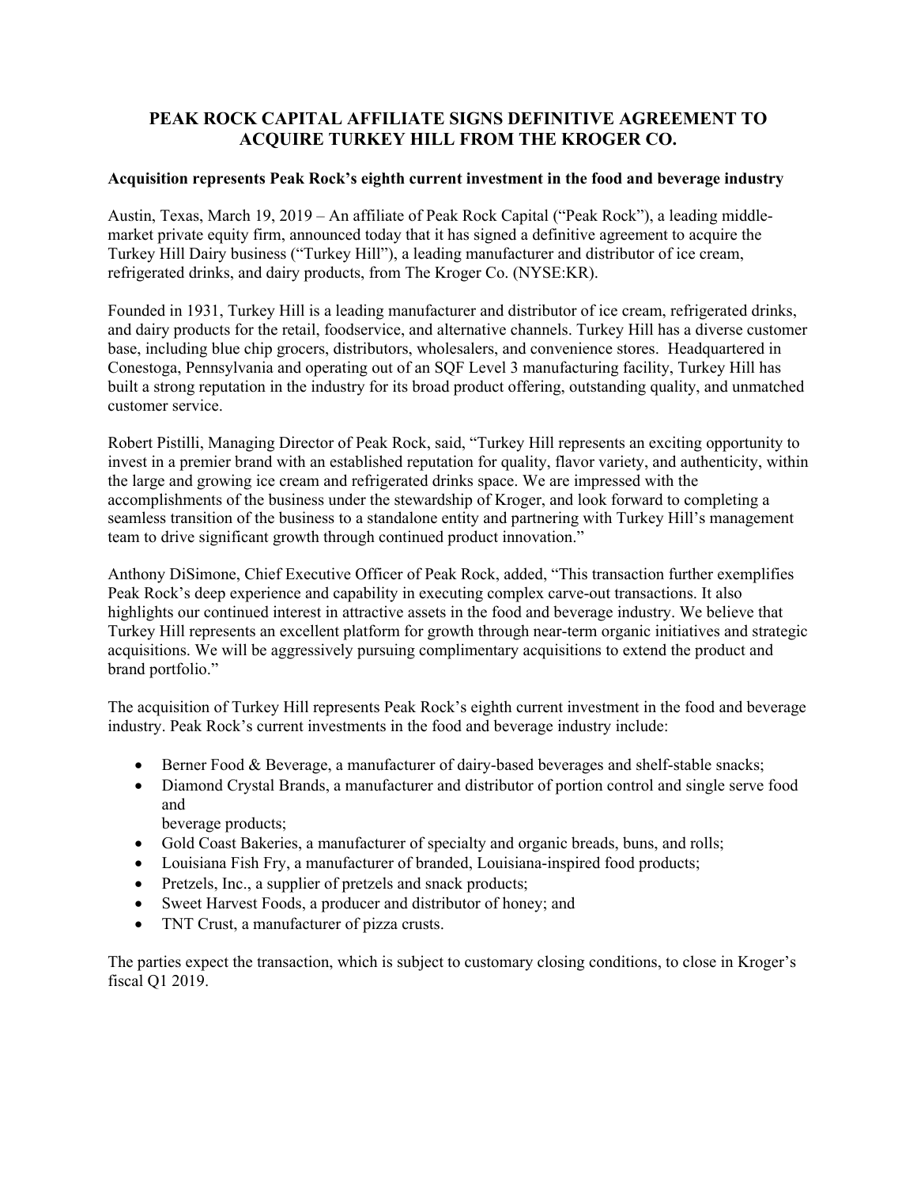# PEAK ROCK CAPITAL AFFILIATE SIGNS DEFINITIVE AGREEMENT TO ACQUIRE TURKEY HILL FROM THE KROGER CO.

**Acquisition represents Peak Rock's eighth current investment in the food and beverage industry**

Austin, Texas, March 19, 2019 – An affiliate of Peak Rock Capital ("Peak Rock"), a leading middle-market private equity firm, announced today that it has signed a definitive agreement to acquire the Turkey Hill Dairy business ("Turkey Hill"), a leading manufacturer and distributor of ice cream, refrigerated drinks, and dairy products, from The Kroger Co. (NYSE:KR).

Founded in 1931, Turkey Hill is a leading manufacturer and distributor of ice cream, refrigerated drinks, and dairy products for the retail, foodservice, and alternative channels. Turkey Hill has a diverse customer base, including blue chip grocers, distributors, wholesalers, and convenience stores. Headquartered in Conestoga, Pennsylvania and operating out of an SQF Level 3 manufacturing facility, Turkey Hill has built a strong reputation in the industry for its broad product offering, outstanding quality, and unmatched customer service.

Robert Pistilli, Managing Director of Peak Rock, said, "Turkey Hill represents an exciting opportunity to invest in a premier brand with an established reputation for quality, flavor variety, and authenticity, within the large and growing ice cream and refrigerated drinks space. We are impressed with the accomplishments of the business under the stewardship of Kroger, and look forward to completing a seamless transition of the business to a standalone entity and partnering with Turkey Hill's management team to drive significant growth through continued product innovation."

Anthony DiSimone, Chief Executive Officer of Peak Rock, added, "This transaction further exemplifies Peak Rock's deep experience and capability in executing complex carve-out transactions. It also highlights our continued interest in attractive assets in the food and beverage industry. We believe that Turkey Hill represents an excellent platform for growth through near-term organic initiatives and strategic acquisitions. We will be aggressively pursuing complimentary acquisitions to extend the product and brand portfolio."

The acquisition of Turkey Hill represents Peak Rock's eighth current investment in the food and beverage industry. Peak Rock's current investments in the food and beverage industry include:

- Berner Food & Beverage, a manufacturer of dairy-based beverages and shelf-stable snacks;
- Diamond Crystal Brands, a manufacturer and distributor of portion control and single serve food and beverage products;
- Gold Coast Bakeries, a manufacturer of specialty and organic breads, buns, and rolls;
- Louisiana Fish Fry, a manufacturer of branded, Louisiana-inspired food products;
- Pretzels, Inc., a supplier of pretzels and snack products;
- Sweet Harvest Foods, a producer and distributor of honey; and
- TNT Crust, a manufacturer of pizza crusts.

The parties expect the transaction, which is subject to customary closing conditions, to close in Kroger's fiscal Q1 2019.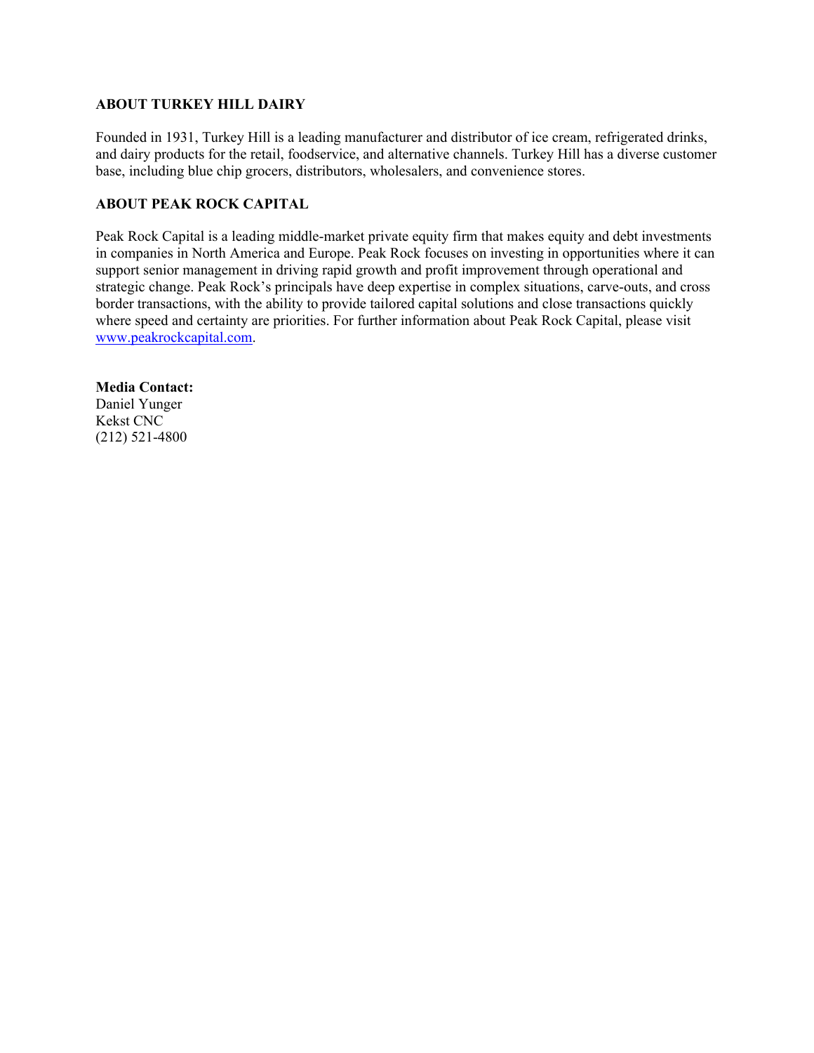**ABOUT TURKEY HILL DAIRY**

Founded in 1931, Turkey Hill is a leading manufacturer and distributor of ice cream, refrigerated drinks, and dairy products for the retail, foodservice, and alternative channels. Turkey Hill has a diverse customer base, including blue chip grocers, distributors, wholesalers, and convenience stores.

**ABOUT PEAK ROCK CAPITAL**

Peak Rock Capital is a leading middle-market private equity firm that makes equity and debt investments in companies in North America and Europe. Peak Rock focuses on investing in opportunities where it can support senior management in driving rapid growth and profit improvement through operational and strategic change. Peak Rock's principals have deep expertise in complex situations, carve-outs, and cross border transactions, with the ability to provide tailored capital solutions and close transactions quickly where speed and certainty are priorities. For further information about Peak Rock Capital, please visit www.peakrockcapital.com.

**Media Contact:**
Daniel Yunger
Kekst CNC
(212) 521-4800